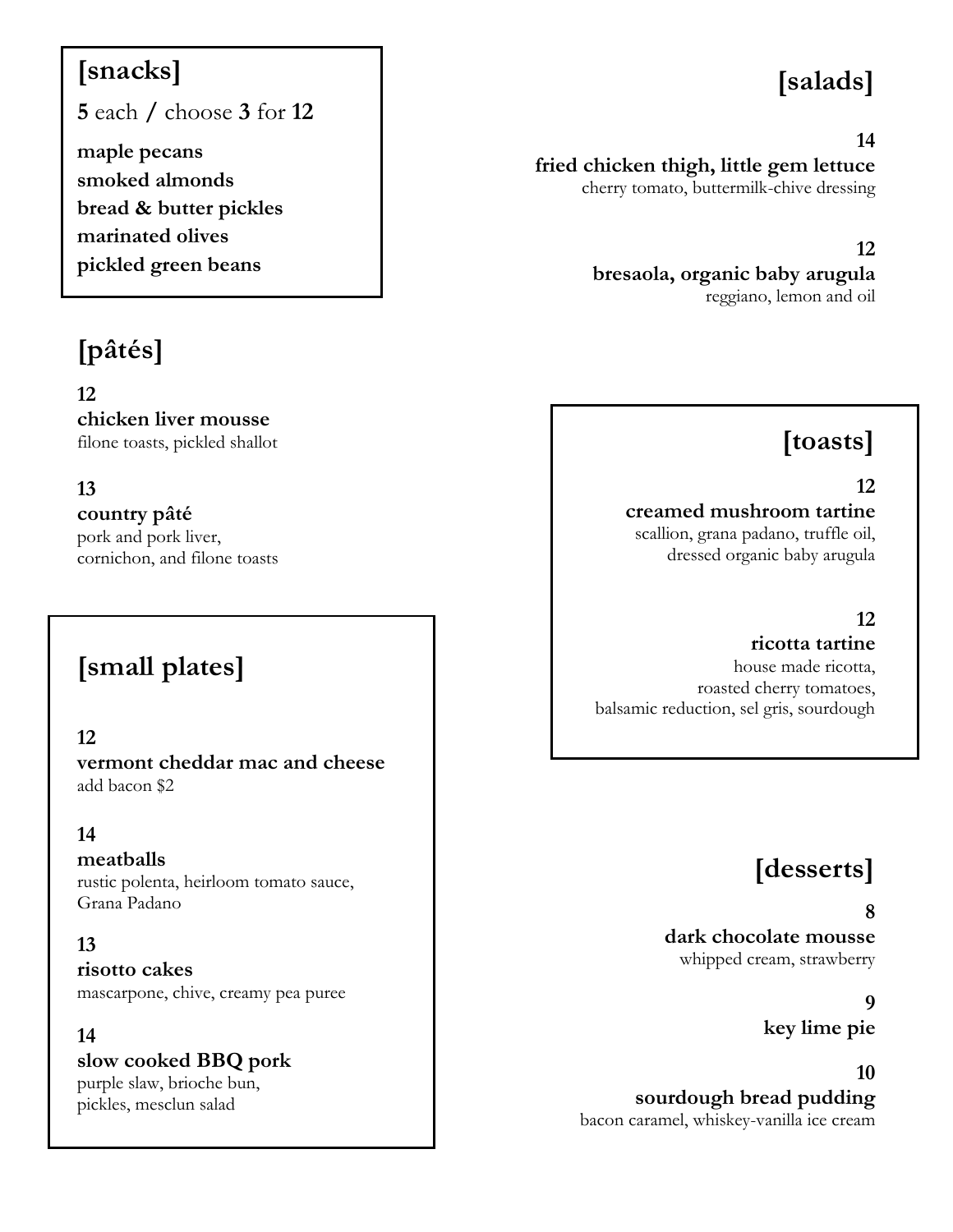## [snacks]

**5** each / choose **3** for **12**

**maple pecans**
**smoked almonds**
**bread & butter pickles**
**marinated olives**
**pickled green beans**

## [pâtés]

**12**
**chicken liver mousse**
filone toasts, pickled shallot

**13**
**country pâté**
pork and pork liver,
cornichon, and filone toasts

## [small plates]

**12**
**vermont cheddar mac and cheese**
add bacon $2

**14**
**meatballs**
rustic polenta, heirloom tomato sauce,
Grana Padano

**13**
**risotto cakes**
mascarpone, chive, creamy pea puree

**14**
**slow cooked BBQ pork**
purple slaw, brioche bun,
pickles, mesclun salad

## [salads]

**14**
**fried chicken thigh, little gem lettuce**
cherry tomato, buttermilk-chive dressing

**12**
**bresaola, organic baby arugula**
reggiano, lemon and oil

## [toasts]

**12**
**creamed mushroom tartine**
scallion, grana padano, truffle oil,
dressed organic baby arugula

**12**
**ricotta tartine**
house made ricotta,
roasted cherry tomatoes,
balsamic reduction, sel gris, sourdough

## [desserts]

**8**
**dark chocolate mousse**
whipped cream, strawberry

**9**
**key lime pie**

**10**
**sourdough bread pudding**
bacon caramel, whiskey-vanilla ice cream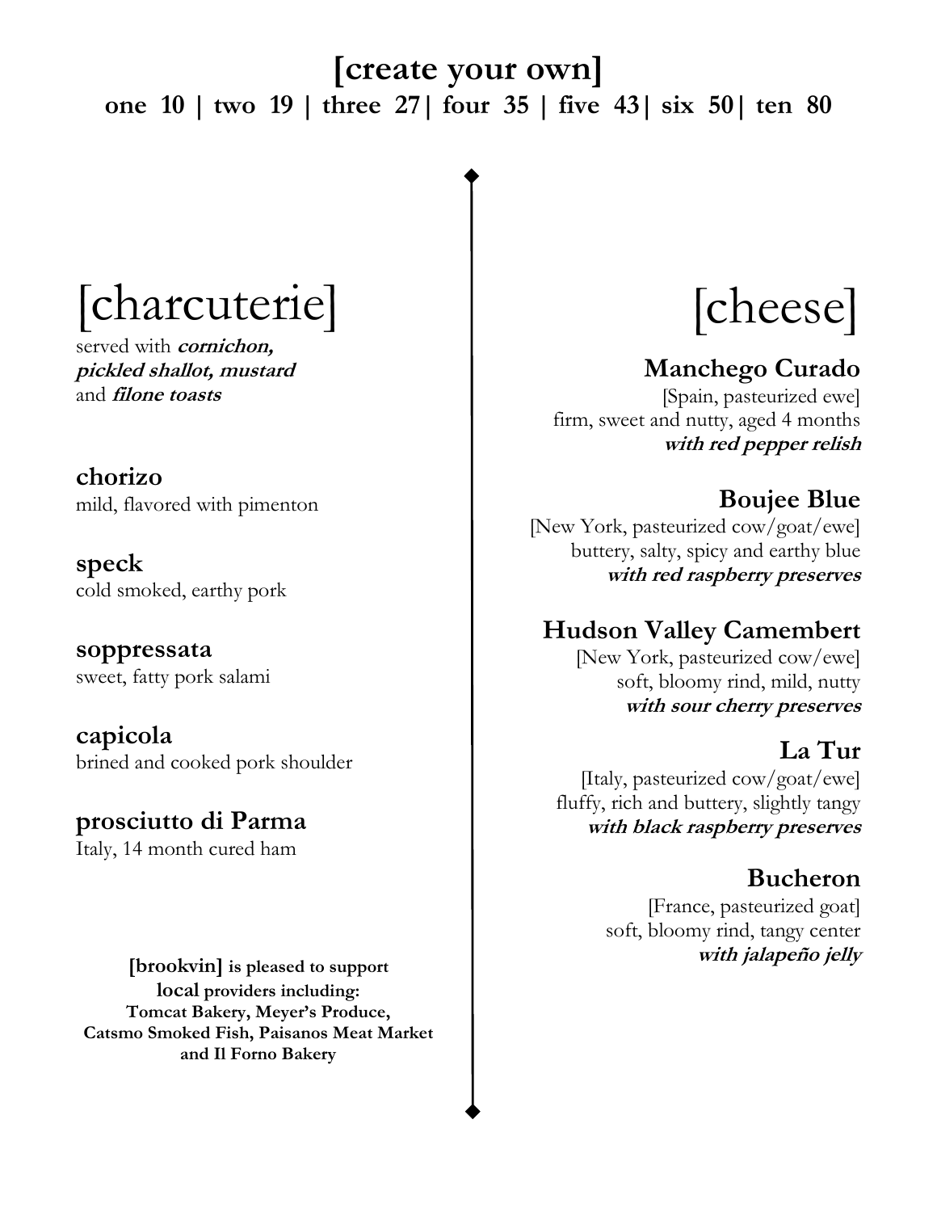## [create your own]

**one 10 | two 19 | three 27| four 35 | five 43| six 50| ten 80**

# [charcuterie]

served with ***cornichon, pickled shallot, mustard*** and ***filone toasts***

**chorizo**
mild, flavored with pimenton

**speck**
cold smoked, earthy pork

**soppressata**
sweet, fatty pork salami

**capicola**
brined and cooked pork shoulder

**prosciutto di Parma**
Italy, 14 month cured ham

**[brookvin] is pleased to support local providers including: Tomcat Bakery, Meyer's Produce, Catsmo Smoked Fish, Paisanos Meat Market and Il Forno Bakery**

# [cheese]

**Manchego Curado**
[Spain, pasteurized ewe]
firm, sweet and nutty, aged 4 months
***with red pepper relish***

**Boujee Blue**
[New York, pasteurized cow/goat/ewe]
buttery, salty, spicy and earthy blue
***with red raspberry preserves***

**Hudson Valley Camembert**
[New York, pasteurized cow/ewe]
soft, bloomy rind, mild, nutty
***with sour cherry preserves***

**La Tur**
[Italy, pasteurized cow/goat/ewe]
fluffy, rich and buttery, slightly tangy
***with black raspberry preserves***

**Bucheron**
[France, pasteurized goat]
soft, bloomy rind, tangy center
***with jalapeño jelly***